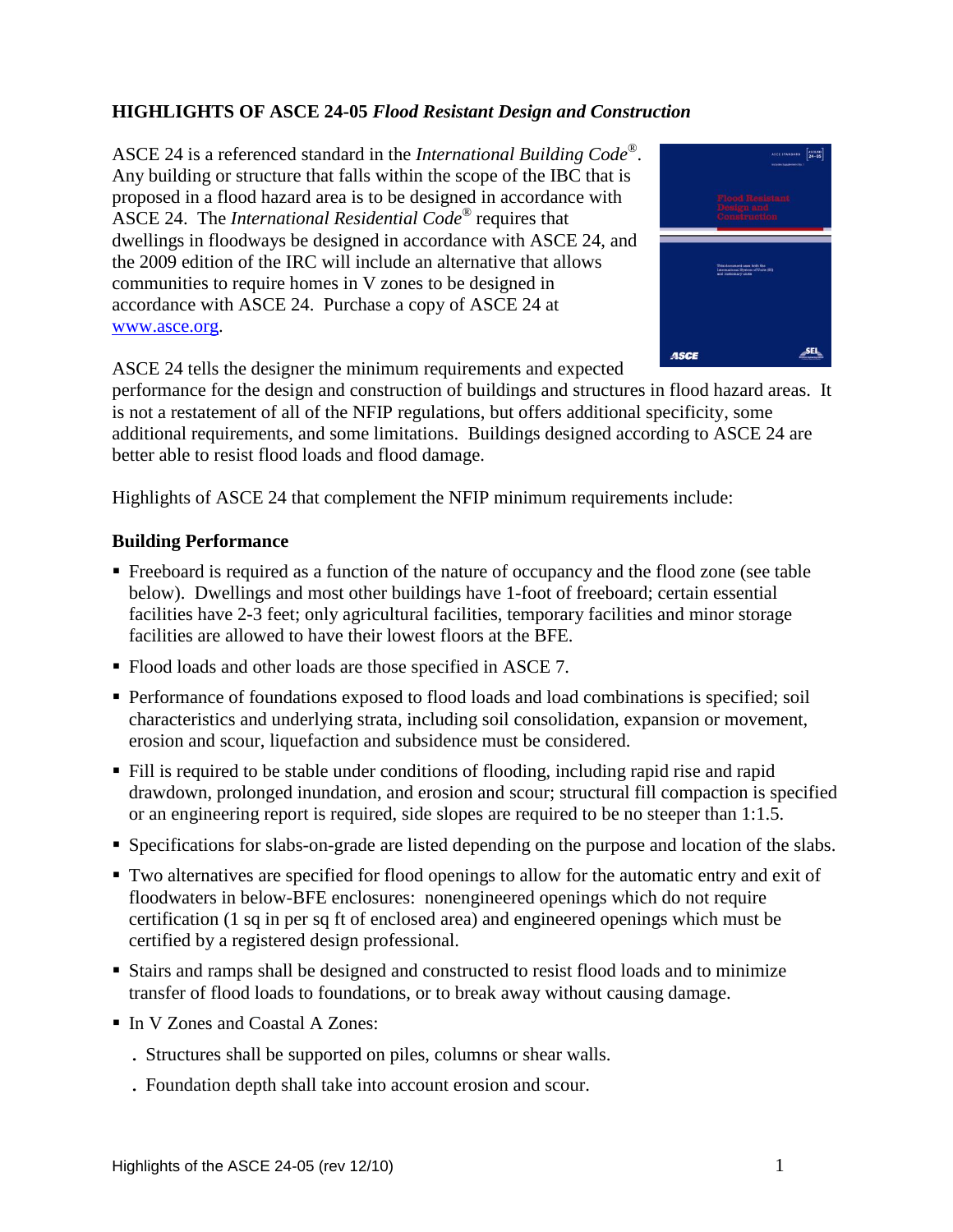# HIGHLIGHTS OF ASCE 24-05 *Flood Resistant Design and Construction*

ASCE 24 is a referenced standard in the *International Building Code*®. Any building or structure that falls within the scope of the IBC that is proposed in a flood hazard area is to be designed in accordance with ASCE 24. The *International Residential Code*® requires that dwellings in floodways be designed in accordance with ASCE 24, and the 2009 edition of the IRC will include an alternative that allows communities to require homes in V zones to be designed in accordance with ASCE 24. Purchase a copy of ASCE 24 at www.asce.org.

ASCE 24 tells the designer the minimum requirements and expected performance for the design and construction of buildings and structures in flood hazard areas. It is not a restatement of all of the NFIP regulations, but offers additional specificity, some additional requirements, and some limitations. Buildings designed according to ASCE 24 are better able to resist flood loads and flood damage.

Highlights of ASCE 24 that complement the NFIP minimum requirements include:

## Building Performance

- Freeboard is required as a function of the nature of occupancy and the flood zone (see table below). Dwellings and most other buildings have 1-foot of freeboard; certain essential facilities have 2-3 feet; only agricultural facilities, temporary facilities and minor storage facilities are allowed to have their lowest floors at the BFE.
- Flood loads and other loads are those specified in ASCE 7.
- Performance of foundations exposed to flood loads and load combinations is specified; soil characteristics and underlying strata, including soil consolidation, expansion or movement, erosion and scour, liquefaction and subsidence must be considered.
- Fill is required to be stable under conditions of flooding, including rapid rise and rapid drawdown, prolonged inundation, and erosion and scour; structural fill compaction is specified or an engineering report is required, side slopes are required to be no steeper than 1:1.5.
- Specifications for slabs-on-grade are listed depending on the purpose and location of the slabs.
- Two alternatives are specified for flood openings to allow for the automatic entry and exit of floodwaters in below-BFE enclosures: nonengineered openings which do not require certification (1 sq in per sq ft of enclosed area) and engineered openings which must be certified by a registered design professional.
- Stairs and ramps shall be designed and constructed to resist flood loads and to minimize transfer of flood loads to foundations, or to break away without causing damage.
- In V Zones and Coastal A Zones:
  - Structures shall be supported on piles, columns or shear walls.
  - Foundation depth shall take into account erosion and scour.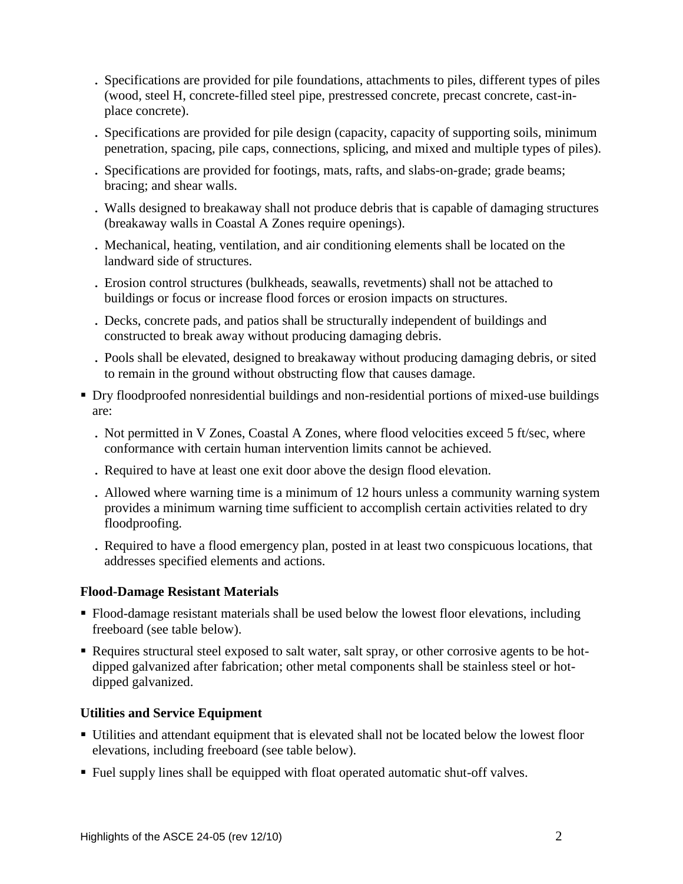- Specifications are provided for pile foundations, attachments to piles, different types of piles (wood, steel H, concrete-filled steel pipe, prestressed concrete, precast concrete, cast-in-place concrete).
  - Specifications are provided for pile design (capacity, capacity of supporting soils, minimum penetration, spacing, pile caps, connections, splicing, and mixed and multiple types of piles).
  - Specifications are provided for footings, mats, rafts, and slabs-on-grade; grade beams; bracing; and shear walls.
  - Walls designed to breakaway shall not produce debris that is capable of damaging structures (breakaway walls in Coastal A Zones require openings).
  - Mechanical, heating, ventilation, and air conditioning elements shall be located on the landward side of structures.
  - Erosion control structures (bulkheads, seawalls, revetments) shall not be attached to buildings or focus or increase flood forces or erosion impacts on structures.
  - Decks, concrete pads, and patios shall be structurally independent of buildings and constructed to break away without producing damaging debris.
  - Pools shall be elevated, designed to breakaway without producing damaging debris, or sited to remain in the ground without obstructing flow that causes damage.

- Dry floodproofed nonresidential buildings and non-residential portions of mixed-use buildings are:
  - Not permitted in V Zones, Coastal A Zones, where flood velocities exceed 5 ft/sec, where conformance with certain human intervention limits cannot be achieved.
  - Required to have at least one exit door above the design flood elevation.
  - Allowed where warning time is a minimum of 12 hours unless a community warning system provides a minimum warning time sufficient to accomplish certain activities related to dry floodproofing.
  - Required to have a flood emergency plan, posted in at least two conspicuous locations, that addresses specified elements and actions.

### Flood-Damage Resistant Materials

- Flood-damage resistant materials shall be used below the lowest floor elevations, including freeboard (see table below).
- Requires structural steel exposed to salt water, salt spray, or other corrosive agents to be hot-dipped galvanized after fabrication; other metal components shall be stainless steel or hot-dipped galvanized.

### Utilities and Service Equipment

- Utilities and attendant equipment that is elevated shall not be located below the lowest floor elevations, including freeboard (see table below).
- Fuel supply lines shall be equipped with float operated automatic shut-off valves.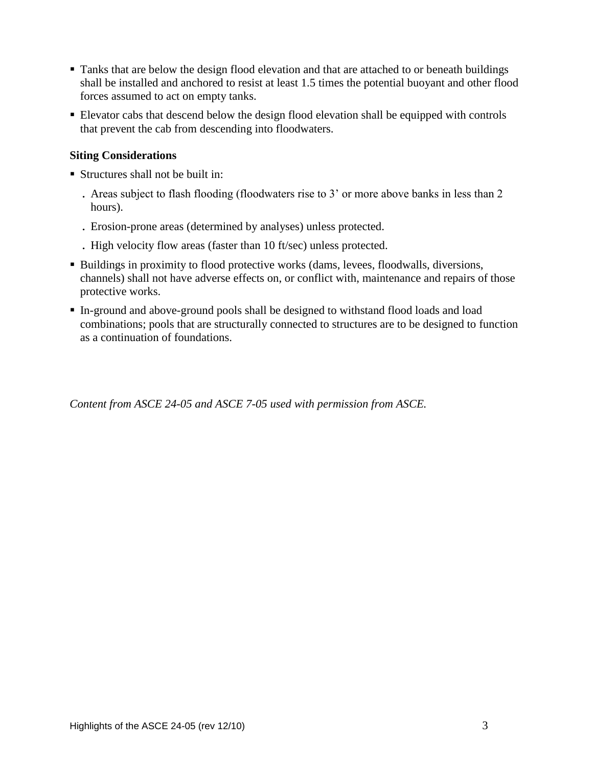- Tanks that are below the design flood elevation and that are attached to or beneath buildings shall be installed and anchored to resist at least 1.5 times the potential buoyant and other flood forces assumed to act on empty tanks.
- Elevator cabs that descend below the design flood elevation shall be equipped with controls that prevent the cab from descending into floodwaters.

**Siting Considerations**

- Structures shall not be built in:
  - Areas subject to flash flooding (floodwaters rise to 3' or more above banks in less than 2 hours).
  - Erosion-prone areas (determined by analyses) unless protected.
  - High velocity flow areas (faster than 10 ft/sec) unless protected.
- Buildings in proximity to flood protective works (dams, levees, floodwalls, diversions, channels) shall not have adverse effects on, or conflict with, maintenance and repairs of those protective works.
- In-ground and above-ground pools shall be designed to withstand flood loads and load combinations; pools that are structurally connected to structures are to be designed to function as a continuation of foundations.

*Content from ASCE 24-05 and ASCE 7-05 used with permission from ASCE.*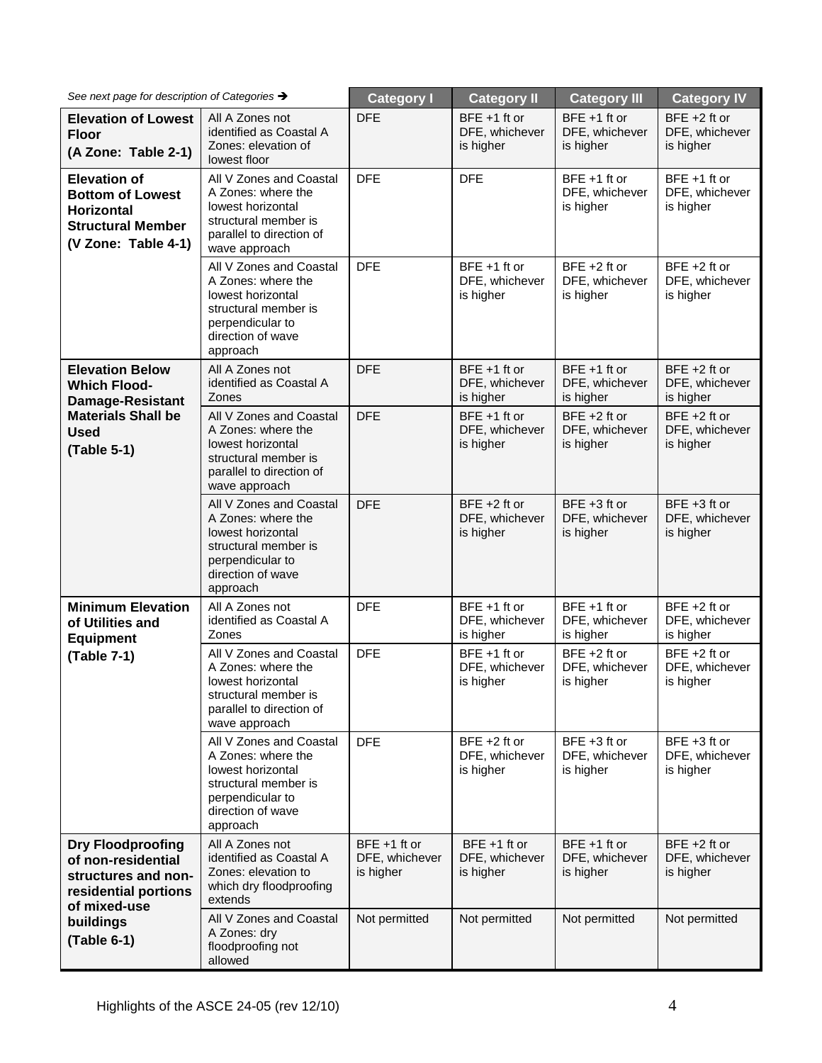| *See next page for description of Categories →* | | Category I | Category II | Category III | Category IV |
|---|---|---|---|---|---|
| **Elevation of Lowest Floor (A Zone: Table 2-1)** | All A Zones not identified as Coastal A Zones: elevation of lowest floor | DFE | BFE +1 ft or DFE, whichever is higher | BFE +1 ft or DFE, whichever is higher | BFE +2 ft or DFE, whichever is higher |
| **Elevation of Bottom of Lowest Horizontal Structural Member (V Zone: Table 4-1)** | All V Zones and Coastal A Zones: where the lowest horizontal structural member is parallel to direction of wave approach | DFE | DFE | BFE +1 ft or DFE, whichever is higher | BFE +1 ft or DFE, whichever is higher |
| | All V Zones and Coastal A Zones: where the lowest horizontal structural member is perpendicular to direction of wave approach | DFE | BFE +1 ft or DFE, whichever is higher | BFE +2 ft or DFE, whichever is higher | BFE +2 ft or DFE, whichever is higher |
| **Elevation Below Which Flood-Damage-Resistant Materials Shall be Used (Table 5-1)** | All A Zones not identified as Coastal A Zones | DFE | BFE +1 ft or DFE, whichever is higher | BFE +1 ft or DFE, whichever is higher | BFE +2 ft or DFE, whichever is higher |
| | All V Zones and Coastal A Zones: where the lowest horizontal structural member is parallel to direction of wave approach | DFE | BFE +1 ft or DFE, whichever is higher | BFE +2 ft or DFE, whichever is higher | BFE +2 ft or DFE, whichever is higher |
| | All V Zones and Coastal A Zones: where the lowest horizontal structural member is perpendicular to direction of wave approach | DFE | BFE +2 ft or DFE, whichever is higher | BFE +3 ft or DFE, whichever is higher | BFE +3 ft or DFE, whichever is higher |
| **Minimum Elevation of Utilities and Equipment (Table 7-1)** | All A Zones not identified as Coastal A Zones | DFE | BFE +1 ft or DFE, whichever is higher | BFE +1 ft or DFE, whichever is higher | BFE +2 ft or DFE, whichever is higher |
| | All V Zones and Coastal A Zones: where the lowest horizontal structural member is parallel to direction of wave approach | DFE | BFE +1 ft or DFE, whichever is higher | BFE +2 ft or DFE, whichever is higher | BFE +2 ft or DFE, whichever is higher |
| | All V Zones and Coastal A Zones: where the lowest horizontal structural member is perpendicular to direction of wave approach | DFE | BFE +2 ft or DFE, whichever is higher | BFE +3 ft or DFE, whichever is higher | BFE +3 ft or DFE, whichever is higher |
| **Dry Floodproofing of non-residential structures and non-residential portions of mixed-use buildings (Table 6-1)** | All A Zones not identified as Coastal A Zones: elevation to which dry floodproofing extends | BFE +1 ft or DFE, whichever is higher | BFE +1 ft or DFE, whichever is higher | BFE +1 ft or DFE, whichever is higher | BFE +2 ft or DFE, whichever is higher |
| | All V Zones and Coastal A Zones: dry floodproofing not allowed | Not permitted | Not permitted | Not permitted | Not permitted |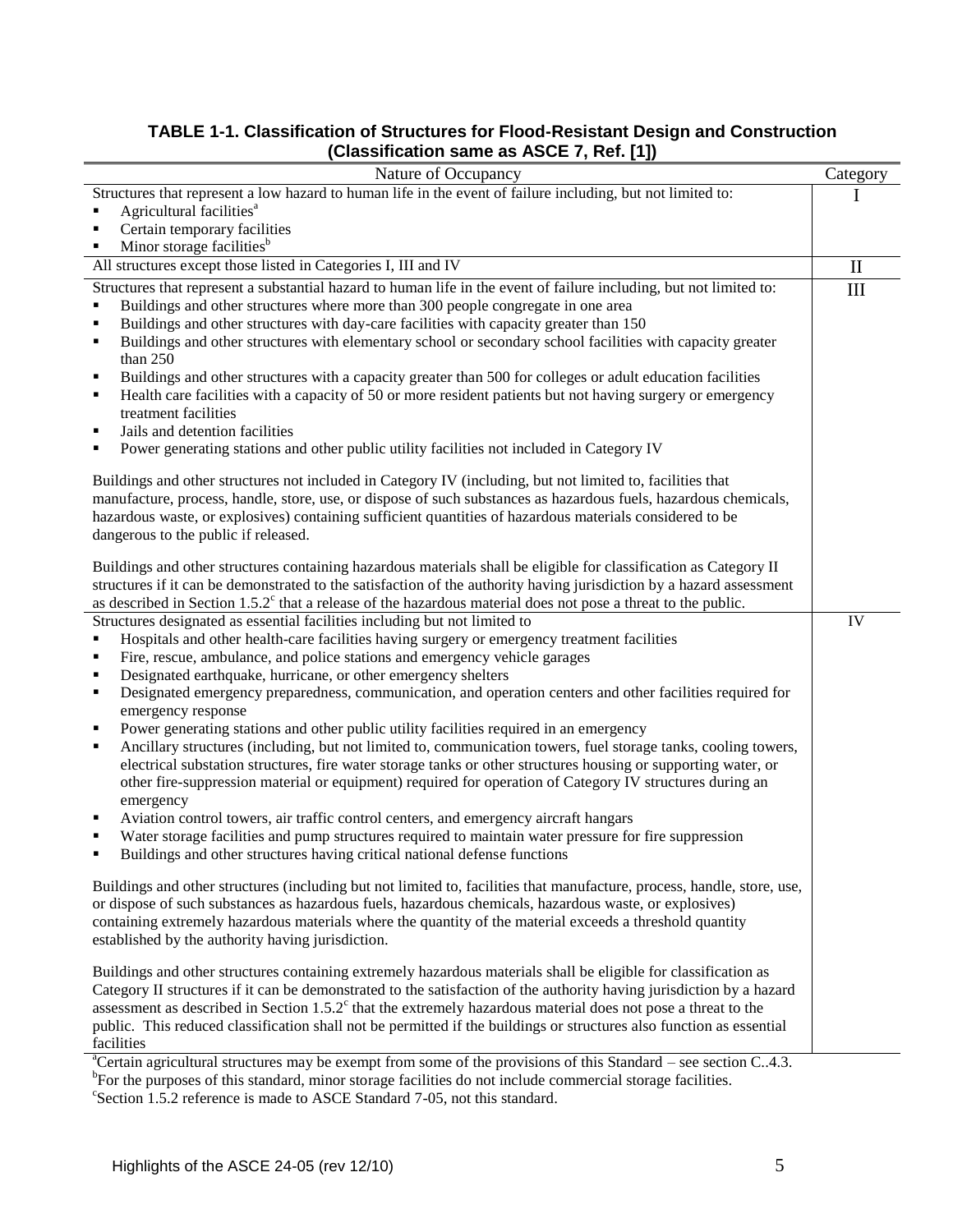**TABLE 1-1. Classification of Structures for Flood-Resistant Design and Construction (Classification same as ASCE 7, Ref. [1])**

| Nature of Occupancy | Category |
|---|---|
| Structures that represent a low hazard to human life in the event of failure including, but not limited to:<br>▪ Agricultural facilities[a]<br>▪ Certain temporary facilities<br>▪ Minor storage facilities[b] | I |
| All structures except those listed in Categories I, III and IV | II |
| Structures that represent a substantial hazard to human life in the event of failure including, but not limited to:<br>▪ Buildings and other structures where more than 300 people congregate in one area<br>▪ Buildings and other structures with day-care facilities with capacity greater than 150<br>▪ Buildings and other structures with elementary school or secondary school facilities with capacity greater than 250<br>▪ Buildings and other structures with a capacity greater than 500 for colleges or adult education facilities<br>▪ Health care facilities with a capacity of 50 or more resident patients but not having surgery or emergency treatment facilities<br>▪ Jails and detention facilities<br>▪ Power generating stations and other public utility facilities not included in Category IV<br><br>Buildings and other structures not included in Category IV (including, but not limited to, facilities that manufacture, process, handle, store, use, or dispose of such substances as hazardous fuels, hazardous chemicals, hazardous waste, or explosives) containing sufficient quantities of hazardous materials considered to be dangerous to the public if released.<br><br>Buildings and other structures containing hazardous materials shall be eligible for classification as Category II structures if it can be demonstrated to the satisfaction of the authority having jurisdiction by a hazard assessment as described in Section 1.5.2[c] that a release of the hazardous material does not pose a threat to the public. | III |
| Structures designated as essential facilities including but not limited to<br>▪ Hospitals and other health-care facilities having surgery or emergency treatment facilities<br>▪ Fire, rescue, ambulance, and police stations and emergency vehicle garages<br>▪ Designated earthquake, hurricane, or other emergency shelters<br>▪ Designated emergency preparedness, communication, and operation centers and other facilities required for emergency response<br>▪ Power generating stations and other public utility facilities required in an emergency<br>▪ Ancillary structures (including, but not limited to, communication towers, fuel storage tanks, cooling towers, electrical substation structures, fire water storage tanks or other structures housing or supporting water, or other fire-suppression material or equipment) required for operation of Category IV structures during an emergency<br>▪ Aviation control towers, air traffic control centers, and emergency aircraft hangars<br>▪ Water storage facilities and pump structures required to maintain water pressure for fire suppression<br>▪ Buildings and other structures having critical national defense functions<br><br>Buildings and other structures (including but not limited to, facilities that manufacture, process, handle, store, use, or dispose of such substances as hazardous fuels, hazardous chemicals, hazardous waste, or explosives) containing extremely hazardous materials where the quantity of the material exceeds a threshold quantity established by the authority having jurisdiction.<br><br>Buildings and other structures containing extremely hazardous materials shall be eligible for classification as Category II structures if it can be demonstrated to the satisfaction of the authority having jurisdiction by a hazard assessment as described in Section 1.5.2[c] that the extremely hazardous material does not pose a threat to the public. This reduced classification shall not be permitted if the buildings or structures also function as essential facilities | IV |

[a]Certain agricultural structures may be exempt from some of the provisions of this Standard – see section C..4.3.
[b]For the purposes of this standard, minor storage facilities do not include commercial storage facilities.
[c]Section 1.5.2 reference is made to ASCE Standard 7-05, not this standard.